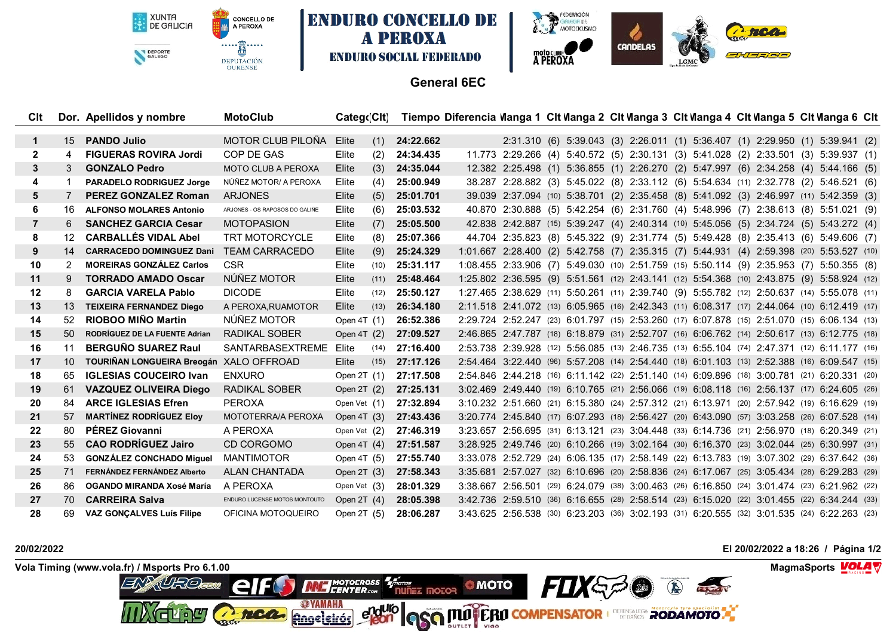# ENDURO CONCELLO DE A PEROXA

## ENDURO SOCIAL FEDERADO

### General 6EC

| Clt | Dor. | Apellidos y nombre | MotoClub | Categ | (Clt) | Tiempo | Diferencia | Manga 1 | Clt | Manga 2 | Clt | Manga 3 | Clt | Manga 4 | Clt | Manga 5 | Clt | Manga 6 | Clt |
|---|---|---|---|---|---|---|---|---|---|---|---|---|---|---|---|---|---|---|---|
| 1 | 15 | PANDO Julio | MOTOR CLUB PILOÑA | Elite | (1) | 24:22.662 | | 2:31.310 | (6) | 5:39.043 | (3) | 2:26.011 | (1) | 5:36.407 | (1) | 2:29.950 | (1) | 5:39.941 | (2) |
| 2 | 4 | FIGUERAS ROVIRA Jordi | COP DE GAS | Elite | (2) | 24:34.435 | 11.773 | 2:29.266 | (4) | 5:40.572 | (5) | 2:30.131 | (3) | 5:41.028 | (2) | 2:33.501 | (3) | 5:39.937 | (1) |
| 3 | 3 | GONZALO Pedro | MOTO CLUB A PEROXA | Elite | (3) | 24:35.044 | 12.382 | 2:25.498 | (1) | 5:36.855 | (1) | 2:26.270 | (2) | 5:47.997 | (6) | 2:34.258 | (4) | 5:44.166 | (5) |
| 4 | 1 | PARADELO RODRIGUEZ Jorge | NÚÑEZ MOTOR/ A PEROXA | Elite | (4) | 25:00.949 | 38.287 | 2:28.882 | (3) | 5:45.022 | (8) | 2:33.112 | (6) | 5:54.634 | (11) | 2:32.778 | (2) | 5:46.521 | (6) |
| 5 | 7 | PEREZ GONZALEZ Roman | ARJONES | Elite | (5) | 25:01.701 | 39.039 | 2:37.094 | (10) | 5:38.701 | (2) | 2:35.458 | (8) | 5:41.092 | (3) | 2:46.997 | (11) | 5:42.359 | (3) |
| 6 | 16 | ALFONSO MOLARES Antonio | ARJONES - OS RAPOSOS DO GALIÑE | Elite | (6) | 25:03.532 | 40.870 | 2:30.888 | (5) | 5:42.254 | (6) | 2:31.760 | (4) | 5:48.996 | (7) | 2:38.613 | (8) | 5:51.021 | (9) |
| 7 | 6 | SANCHEZ GARCIA Cesar | MOTOPASION | Elite | (7) | 25:05.500 | 42.838 | 2:42.887 | (15) | 5:39.247 | (4) | 2:40.314 | (10) | 5:45.056 | (5) | 2:34.724 | (5) | 5:43.272 | (4) |
| 8 | 12 | CARBALLÉS VIDAL Abel | TRT MOTORCYCLE | Elite | (8) | 25:07.366 | 44.704 | 2:35.823 | (8) | 5:45.322 | (9) | 2:31.774 | (5) | 5:49.428 | (8) | 2:35.413 | (6) | 5:49.606 | (7) |
| 9 | 14 | CARRACEDO DOMINGUEZ Dani | TEAM CARRACEDO | Elite | (9) | 25:24.329 | 1:01.667 | 2:28.400 | (2) | 5:42.758 | (7) | 2:35.315 | (7) | 5:44.931 | (4) | 2:59.398 | (20) | 5:53.527 | (10) |
| 10 | 2 | MOREIRAS GONZÁLEZ Carlos | CSR | Elite | (10) | 25:31.117 | 1:08.455 | 2:33.906 | (7) | 5:49.030 | (10) | 2:51.759 | (15) | 5:50.114 | (9) | 2:35.953 | (7) | 5:50.355 | (8) |
| 11 | 9 | TORRADO AMADO Oscar | NÚÑEZ MOTOR | Elite | (11) | 25:48.464 | 1:25.802 | 2:36.595 | (9) | 5:51.561 | (12) | 2:43.141 | (12) | 5:54.368 | (10) | 2:43.875 | (9) | 5:58.924 | (12) |
| 12 | 8 | GARCIA VARELA Pablo | DICODE | Elite | (12) | 25:50.127 | 1:27.465 | 2:38.629 | (11) | 5:50.261 | (11) | 2:39.740 | (9) | 5:55.782 | (12) | 2:50.637 | (14) | 5:55.078 | (11) |
| 13 | 13 | TEIXEIRA FERNANDEZ Diego | A PEROXA,RUAMOTOR | Elite | (13) | 26:34.180 | 2:11.518 | 2:41.072 | (13) | 6:05.965 | (16) | 2:42.343 | (11) | 6:08.337 | (17) | 2:44.064 | (10) | 6:12.419 | (17) |
| 14 | 52 | RIOBOO MIÑO Martin | NÚÑEZ MOTOR | Open 4T | (1) | 26:52.386 | 2:29.724 | 2:52.247 | (23) | 6:01.797 | (15) | 2:53.260 | (17) | 6:07.878 | (15) | 2:51.070 | (15) | 6:06.134 | (13) |
| 15 | 50 | RODRÍGUEZ DE LA FUENTE Adrian | RADIKAL SOBER | Open 4T | (2) | 27:09.527 | 2:46.865 | 2:47.787 | (18) | 6:18.879 | (31) | 2:52.707 | (16) | 6:06.762 | (14) | 2:50.617 | (13) | 6:12.775 | (18) |
| 16 | 11 | BERGUÑO SUAREZ Raul | SANTARBASEXTREME | Elite | (14) | 27:16.400 | 2:53.738 | 2:39.928 | (12) | 5:56.085 | (13) | 2:46.735 | (13) | 6:55.104 | (74) | 2:47.371 | (12) | 6:11.177 | (16) |
| 17 | 10 | TOURIÑAN LONGUEIRA Breogán | XALO OFFROAD | Elite | (15) | 27:17.126 | 2:54.464 | 3:22.440 | (96) | 5:57.208 | (14) | 2:54.440 | (18) | 6:01.103 | (13) | 2:52.388 | (16) | 6:09.547 | (15) |
| 18 | 65 | IGLESIAS COUCEIRO Ivan | ENXURO | Open 2T | (1) | 27:17.508 | 2:54.846 | 2:44.218 | (16) | 6:11.142 | (22) | 2:51.140 | (14) | 6:09.896 | (18) | 3:00.781 | (21) | 6:20.331 | (20) |
| 19 | 61 | VAZQUEZ OLIVEIRA Diego | RADIKAL SOBER | Open 2T | (2) | 27:25.131 | 3:02.469 | 2:49.440 | (19) | 6:10.765 | (21) | 2:56.066 | (19) | 6:08.118 | (16) | 2:56.137 | (17) | 6:24.605 | (26) |
| 20 | 84 | ARCE IGLESIAS Efren | PEROXA | Open Vet | (1) | 27:32.894 | 3:10.232 | 2:51.660 | (21) | 6:15.380 | (24) | 2:57.312 | (21) | 6:13.971 | (20) | 2:57.942 | (19) | 6:16.629 | (19) |
| 21 | 57 | MARTÍNEZ RODRÍGUEZ Eloy | MOTOTERRA/A PEROXA | Open 4T | (3) | 27:43.436 | 3:20.774 | 2:45.840 | (17) | 6:07.293 | (18) | 2:56.427 | (20) | 6:43.090 | (57) | 3:03.258 | (26) | 6:07.528 | (14) |
| 22 | 80 | PÉREZ Giovanni | A PEROXA | Open Vet | (2) | 27:46.319 | 3:23.657 | 2:56.695 | (31) | 6:13.121 | (23) | 3:04.448 | (33) | 6:14.736 | (21) | 2:56.970 | (18) | 6:20.349 | (21) |
| 23 | 55 | CAO RODRÍGUEZ Jairo | CD CORGOMO | Open 4T | (4) | 27:51.587 | 3:28.925 | 2:49.746 | (20) | 6:10.266 | (19) | 3:02.164 | (30) | 6:16.370 | (23) | 3:02.044 | (25) | 6:30.997 | (31) |
| 24 | 53 | GONZÁLEZ CONCHADO Miguel | MANTIMOTOR | Open 4T | (5) | 27:55.740 | 3:33.078 | 2:52.729 | (24) | 6:06.135 | (17) | 2:58.149 | (22) | 6:13.783 | (19) | 3:07.302 | (29) | 6:37.642 | (36) |
| 25 | 71 | FERNÁNDEZ FERNÁNDEZ Alberto | ALAN CHANTADA | Open 2T | (3) | 27:58.343 | 3:35.681 | 2:57.027 | (32) | 6:10.696 | (20) | 2:58.836 | (24) | 6:17.067 | (25) | 3:05.434 | (28) | 6:29.283 | (29) |
| 26 | 86 | OGANDO MIRANDA Xosé María | A PEROXA | Open Vet | (3) | 28:01.329 | 3:38.667 | 2:56.501 | (29) | 6:24.079 | (38) | 3:00.463 | (26) | 6:16.850 | (24) | 3:01.474 | (23) | 6:21.962 | (22) |
| 27 | 70 | CARREIRA Salva | ENDURO LUCENSE MOTOS MONTOUTO | Open 2T | (4) | 28:05.398 | 3:42.736 | 2:59.510 | (36) | 6:16.655 | (28) | 2:58.514 | (23) | 6:15.020 | (22) | 3:01.455 | (22) | 6:34.244 | (33) |
| 28 | 69 | VAZ GONÇALVES Luís Filipe | OFICINA MOTOQUEIRO | Open 2T | (5) | 28:06.287 | 3:43.625 | 2:56.538 | (30) | 6:23.203 | (36) | 3:02.193 | (31) | 6:20.555 | (32) | 3:01.535 | (24) | 6:22.263 | (23) |

20/02/2022

El 20/02/2022 a 18:26

Vola Timing (www.vola.fr) / Msports Pro 6.1.00

MagmaSports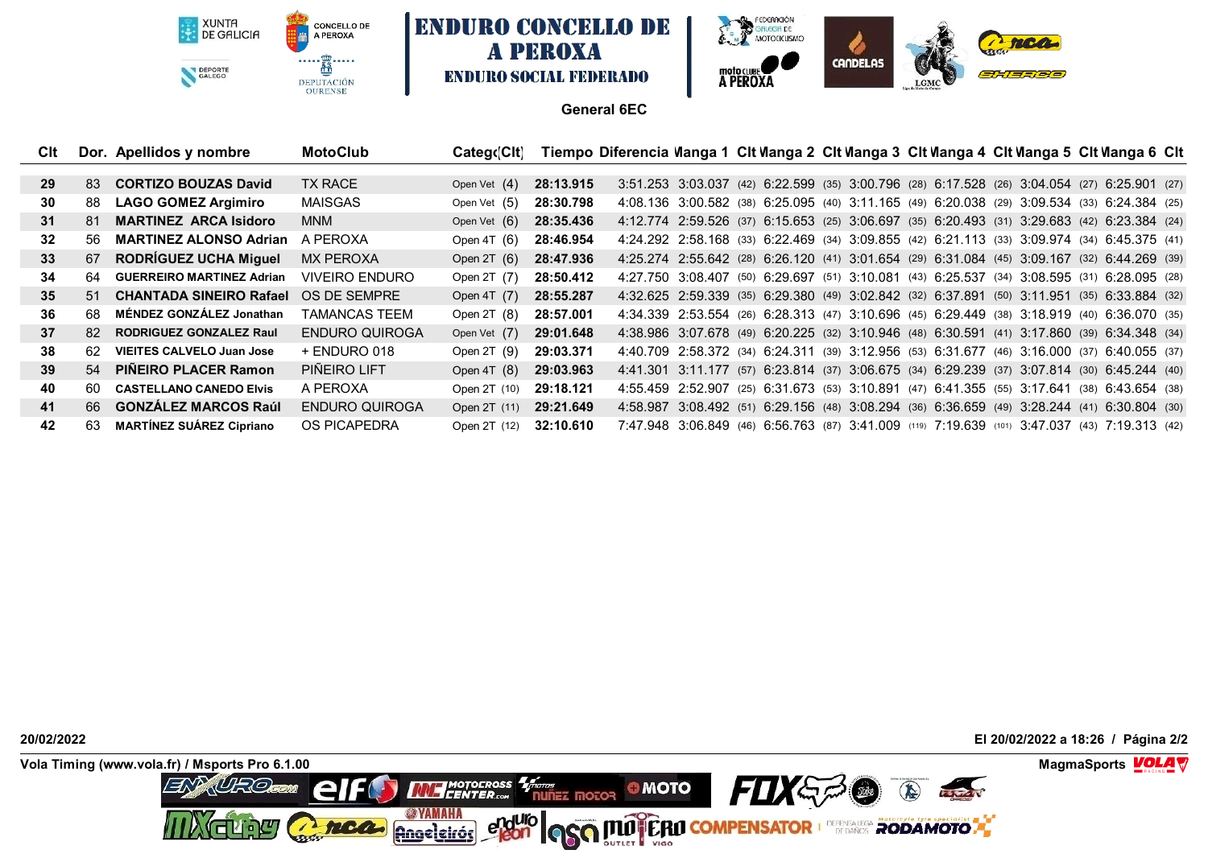# ENDURO CONCELLO DE A PEROXA

## ENDURO SOCIAL FEDERADO

### General 6EC

| Clt | Dor. | Apellidos y nombre | MotoClub | Categ | Clt | Tiempo | Diferencia | Manga 1 | Clt | Manga 2 | Clt | Manga 3 | Clt | Manga 4 | Clt | Manga 5 | Clt | Manga 6 | Clt |
|---|---|---|---|---|---|---|---|---|---|---|---|---|---|---|---|---|---|---|---|
| 29 | 83 | CORTIZO BOUZAS David | TX RACE | Open Vet | (4) | 28:13.915 | 3:51.253 | 3:03.037 | (42) | 6:22.599 | (35) | 3:00.796 | (28) | 6:17.528 | (26) | 3:04.054 | (27) | 6:25.901 | (27) |
| 30 | 88 | LAGO GOMEZ Argimiro | MAISGAS | Open Vet | (5) | 28:30.798 | 4:08.136 | 3:00.582 | (38) | 6:25.095 | (40) | 3:11.165 | (49) | 6:20.038 | (29) | 3:09.534 | (33) | 6:24.384 | (25) |
| 31 | 81 | MARTINEZ ARCA Isidoro | MNM | Open Vet | (6) | 28:35.436 | 4:12.774 | 2:59.526 | (37) | 6:15.653 | (25) | 3:06.697 | (35) | 6:20.493 | (31) | 3:29.683 | (42) | 6:23.384 | (24) |
| 32 | 56 | MARTINEZ ALONSO Adrian | A PEROXA | Open 4T | (6) | 28:46.954 | 4:24.292 | 2:58.168 | (33) | 6:22.469 | (34) | 3:09.855 | (42) | 6:21.113 | (33) | 3:09.974 | (34) | 6:45.375 | (41) |
| 33 | 67 | RODRÍGUEZ UCHA Miguel | MX PEROXA | Open 2T | (6) | 28:47.936 | 4:25.274 | 2:55.642 | (28) | 6:26.120 | (41) | 3:01.654 | (29) | 6:31.084 | (45) | 3:09.167 | (32) | 6:44.269 | (39) |
| 34 | 64 | GUERREIRO MARTINEZ Adrian | VIVEIRO ENDURO | Open 2T | (7) | 28:50.412 | 4:27.750 | 3:08.407 | (50) | 6:29.697 | (51) | 3:10.081 | (43) | 6:25.537 | (34) | 3:08.595 | (31) | 6:28.095 | (28) |
| 35 | 51 | CHANTADA SINEIRO Rafael | OS DE SEMPRE | Open 4T | (7) | 28:55.287 | 4:32.625 | 2:59.339 | (35) | 6:29.380 | (49) | 3:02.842 | (32) | 6:37.891 | (50) | 3:11.951 | (35) | 6:33.884 | (32) |
| 36 | 68 | MÉNDEZ GONZÁLEZ Jonathan | TAMANCAS TEEM | Open 2T | (8) | 28:57.001 | 4:34.339 | 2:53.554 | (26) | 6:28.313 | (47) | 3:10.696 | (45) | 6:29.449 | (38) | 3:18.919 | (40) | 6:36.070 | (35) |
| 37 | 82 | RODRIGUEZ GONZALEZ Raul | ENDURO QUIROGA | Open Vet | (7) | 29:01.648 | 4:38.986 | 3:07.678 | (49) | 6:20.225 | (32) | 3:10.946 | (48) | 6:30.591 | (41) | 3:17.860 | (39) | 6:34.348 | (34) |
| 38 | 62 | VIEITES CALVELO Juan Jose | + ENDURO 018 | Open 2T | (9) | 29:03.371 | 4:40.709 | 2:58.372 | (34) | 6:24.311 | (39) | 3:12.956 | (53) | 6:31.677 | (46) | 3:16.000 | (37) | 6:40.055 | (37) |
| 39 | 54 | PIÑEIRO PLACER Ramon | PIÑEIRO LIFT | Open 4T | (8) | 29:03.963 | 4:41.301 | 3:11.177 | (57) | 6:23.814 | (37) | 3:06.675 | (34) | 6:29.239 | (37) | 3:07.814 | (30) | 6:45.244 | (40) |
| 40 | 60 | CASTELLANO CANEDO Elvis | A PEROXA | Open 2T | (10) | 29:18.121 | 4:55.459 | 2:52.907 | (25) | 6:31.673 | (53) | 3:10.891 | (47) | 6:41.355 | (55) | 3:17.641 | (38) | 6:43.654 | (38) |
| 41 | 66 | GONZÁLEZ MARCOS Raúl | ENDURO QUIROGA | Open 2T | (11) | 29:21.649 | 4:58.987 | 3:08.492 | (51) | 6:29.156 | (48) | 3:08.294 | (36) | 6:36.659 | (49) | 3:28.244 | (41) | 6:30.804 | (30) |
| 42 | 63 | MARTÍNEZ SUÁREZ Cipriano | OS PICAPEDRA | Open 2T | (12) | 32:10.610 | 7:47.948 | 3:06.849 | (46) | 6:56.763 | (87) | 3:41.009 | (119) | 7:19.639 | (101) | 3:47.037 | (43) | 7:19.313 | (42) |

20/02/2022

El 20/02/2022 a 18:26 / Página 2/2

Vola Timing (www.vola.fr) / Msports Pro 6.1.00

MagmaSports